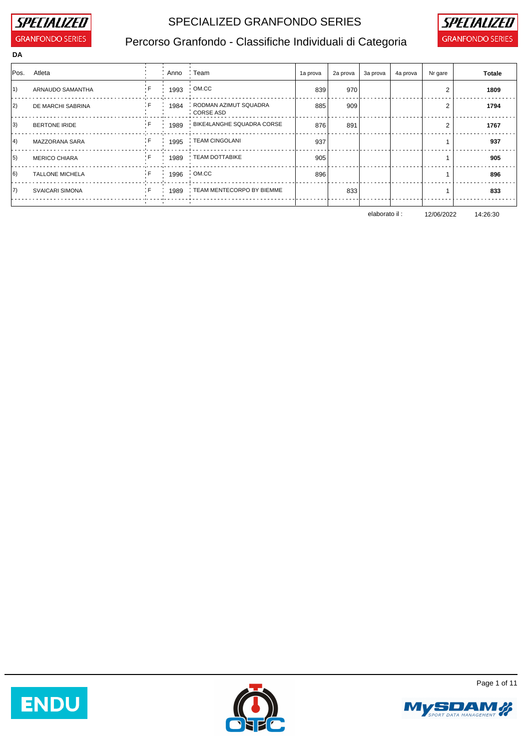# SPECIALIZED GRANFONDO SERIES

## Percorso Granfondo - Classifiche Individuali di Categoria

**DA**

| Pos. | Atleta | | Anno | Team | 1a prova | 2a prova | 3a prova | 4a prova | Nr gare | Totale |
|---|---|---|---|---|---|---|---|---|---|---|
| 1) | ARNAUDO SAMANTHA | F | 1993 | OM.CC | 839 | 970 | | | 2 | **1809** |
| 2) | DE MARCHI SABRINA | F | 1984 | RODMAN AZIMUT SQUADRA CORSE ASD | 885 | 909 | | | 2 | **1794** |
| 3) | BERTONE IRIDE | F | 1989 | BIKE4LANGHE SQUADRA CORSE | 876 | 891 | | | 2 | **1767** |
| 4) | MAZZORANA SARA | F | 1995 | TEAM CINGOLANI | 937 | | | | 1 | **937** |
| 5) | MERICO CHIARA | F | 1989 | TEAM DOTTABIKE | 905 | | | | 1 | **905** |
| 6) | TALLONE MICHELA | F | 1996 | OM.CC | 896 | | | | 1 | **896** |
| 7) | SVAICARI SIMONA | F | 1989 | TEAM MENTECORPO BY BIEMME | | 833 | | | 1 | **833** |

elaborato il : 12/06/2022 14:26:30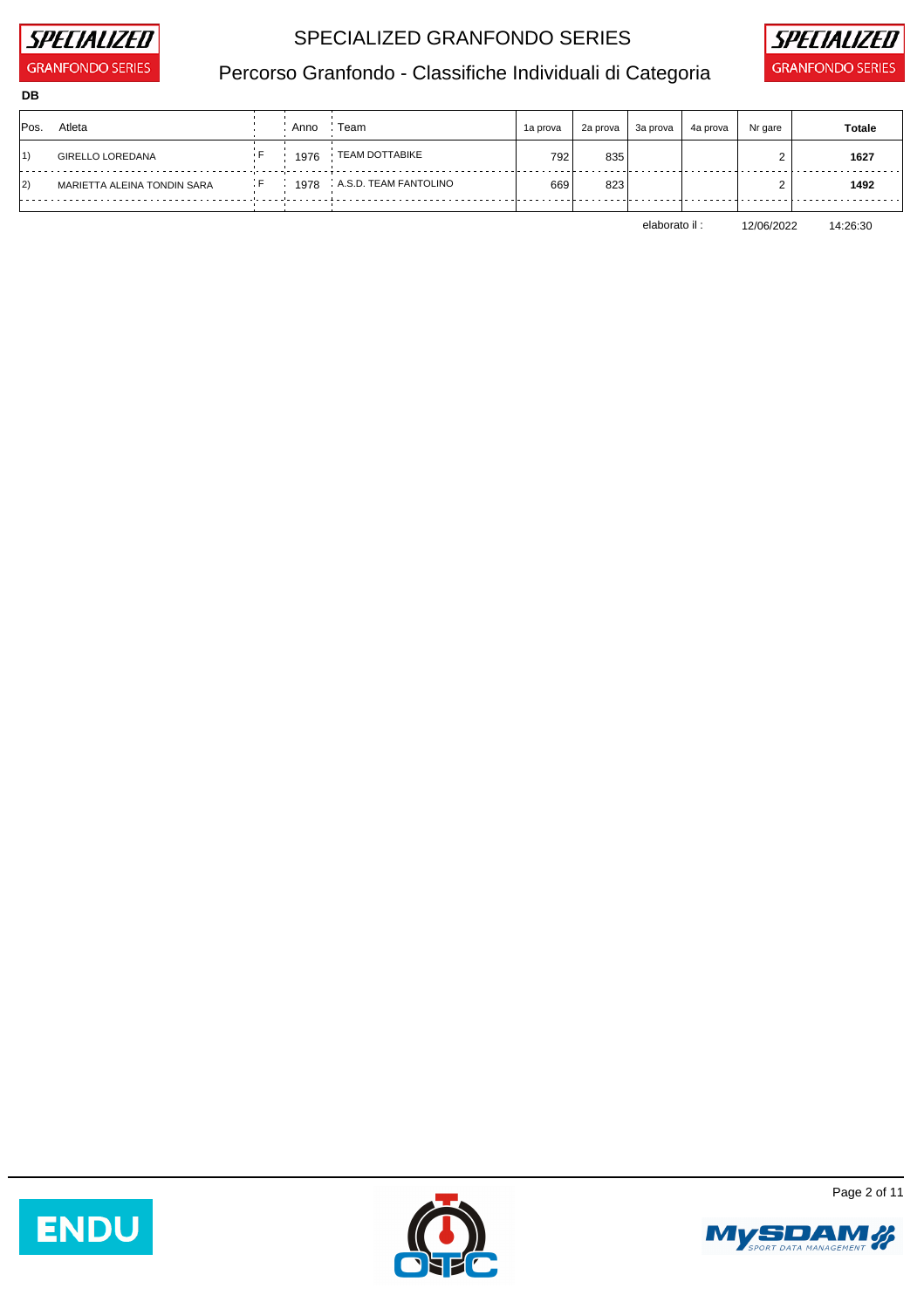# SPECIALIZED GRANFONDO SERIES

## Percorso Granfondo - Classifiche Individuali di Categoria

**DB**

| Pos. | Atleta | | Anno | Team | 1a prova | 2a prova | 3a prova | 4a prova | Nr gare | Totale |
|---|---|---|---|---|---|---|---|---|---|---|
| 1) | GIRELLO LOREDANA | F | 1976 | TEAM DOTTABIKE | 792 | 835 | | | 2 | **1627** |
| 2) | MARIETTA ALEINA TONDIN SARA | F | 1978 | A.S.D. TEAM FANTOLINO | 669 | 823 | | | 2 | **1492** |

elaborato il : 12/06/2022 14:26:30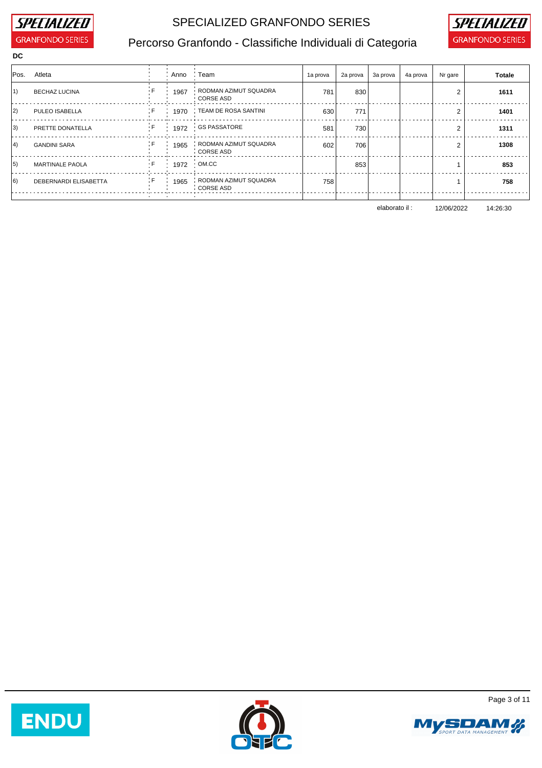# SPECIALIZED GRANFONDO SERIES

## Percorso Granfondo - Classifiche Individuali di Categoria

**DC**

| Pos. | Atleta | | Anno | Team | 1a prova | 2a prova | 3a prova | 4a prova | Nr gare | Totale |
|---|---|---|---|---|---|---|---|---|---|---|
| 1) | BECHAZ LUCINA | F | 1967 | RODMAN AZIMUT SQUADRA CORSE ASD | 781 | 830 | | | 2 | **1611** |
| 2) | PULEO ISABELLA | F | 1970 | TEAM DE ROSA SANTINI | 630 | 771 | | | 2 | **1401** |
| 3) | PRETTE DONATELLA | F | 1972 | GS PASSATORE | 581 | 730 | | | 2 | **1311** |
| 4) | GANDINI SARA | F | 1965 | RODMAN AZIMUT SQUADRA CORSE ASD | 602 | 706 | | | 2 | **1308** |
| 5) | MARTINALE PAOLA | F | 1972 | OM.CC | | 853 | | | 1 | **853** |
| 6) | DEBERNARDI ELISABETTA | F | 1965 | RODMAN AZIMUT SQUADRA CORSE ASD | 758 | | | | 1 | **758** |

elaborato il : 12/06/2022 14:26:30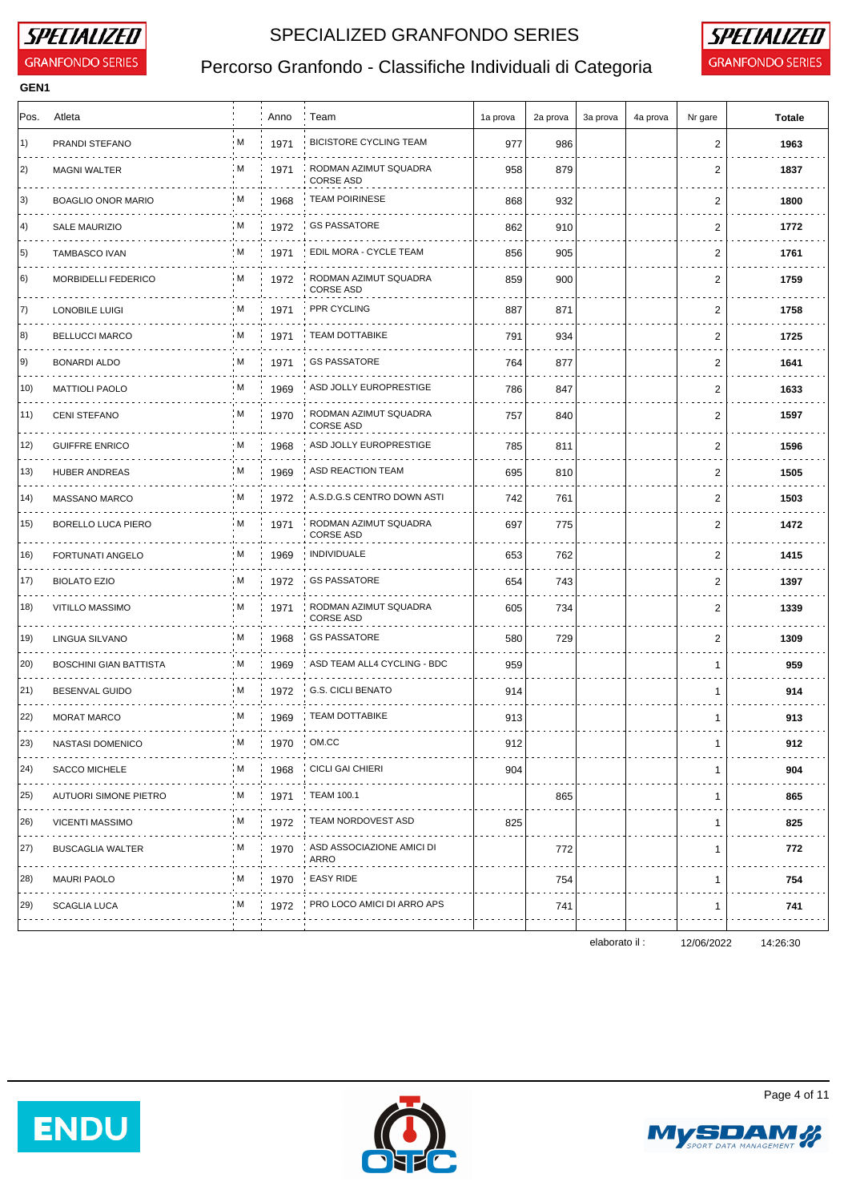# SPECIALIZED GRANFONDO SERIES

## Percorso Granfondo - Classifiche Individuali di Categoria

**GEN1**

| Pos. | Atleta | | Anno | Team | 1a prova | 2a prova | 3a prova | 4a prova | Nr gare | Totale |
|---|---|---|---|---|---|---|---|---|---|---|
| 1) | PRANDI STEFANO | M | 1971 | BICISTORE CYCLING TEAM | 977 | 986 | | | 2 | **1963** |
| 2) | MAGNI WALTER | M | 1971 | RODMAN AZIMUT SQUADRA CORSE ASD | 958 | 879 | | | 2 | **1837** |
| 3) | BOAGLIO ONOR MARIO | M | 1968 | TEAM POIRINESE | 868 | 932 | | | 2 | **1800** |
| 4) | SALE MAURIZIO | M | 1972 | GS PASSATORE | 862 | 910 | | | 2 | **1772** |
| 5) | TAMBASCO IVAN | M | 1971 | EDIL MORA - CYCLE TEAM | 856 | 905 | | | 2 | **1761** |
| 6) | MORBIDELLI FEDERICO | M | 1972 | RODMAN AZIMUT SQUADRA CORSE ASD | 859 | 900 | | | 2 | **1759** |
| 7) | LONOBILE LUIGI | M | 1971 | PPR CYCLING | 887 | 871 | | | 2 | **1758** |
| 8) | BELLUCCI MARCO | M | 1971 | TEAM DOTTABIKE | 791 | 934 | | | 2 | **1725** |
| 9) | BONARDI ALDO | M | 1971 | GS PASSATORE | 764 | 877 | | | 2 | **1641** |
| 10) | MATTIOLI PAOLO | M | 1969 | ASD JOLLY EUROPRESTIGE | 786 | 847 | | | 2 | **1633** |
| 11) | CENI STEFANO | M | 1970 | RODMAN AZIMUT SQUADRA CORSE ASD | 757 | 840 | | | 2 | **1597** |
| 12) | GUIFFRE ENRICO | M | 1968 | ASD JOLLY EUROPRESTIGE | 785 | 811 | | | 2 | **1596** |
| 13) | HUBER ANDREAS | M | 1969 | ASD REACTION TEAM | 695 | 810 | | | 2 | **1505** |
| 14) | MASSANO MARCO | M | 1972 | A.S.D.G.S CENTRO DOWN ASTI | 742 | 761 | | | 2 | **1503** |
| 15) | BORELLO LUCA PIERO | M | 1971 | RODMAN AZIMUT SQUADRA CORSE ASD | 697 | 775 | | | 2 | **1472** |
| 16) | FORTUNATI ANGELO | M | 1969 | INDIVIDUALE | 653 | 762 | | | 2 | **1415** |
| 17) | BIOLATO EZIO | M | 1972 | GS PASSATORE | 654 | 743 | | | 2 | **1397** |
| 18) | VITILLO MASSIMO | M | 1971 | RODMAN AZIMUT SQUADRA CORSE ASD | 605 | 734 | | | 2 | **1339** |
| 19) | LINGUA SILVANO | M | 1968 | GS PASSATORE | 580 | 729 | | | 2 | **1309** |
| 20) | BOSCHINI GIAN BATTISTA | M | 1969 | ASD TEAM ALL4 CYCLING - BDC | 959 | | | | 1 | **959** |
| 21) | BESENVAL GUIDO | M | 1972 | G.S. CICLI BENATO | 914 | | | | 1 | **914** |
| 22) | MORAT MARCO | M | 1969 | TEAM DOTTABIKE | 913 | | | | 1 | **913** |
| 23) | NASTASI DOMENICO | M | 1970 | OM.CC | 912 | | | | 1 | **912** |
| 24) | SACCO MICHELE | M | 1968 | CICLI GAI CHIERI | 904 | | | | 1 | **904** |
| 25) | AUTUORI SIMONE PIETRO | M | 1971 | TEAM 100.1 | | 865 | | | 1 | **865** |
| 26) | VICENTI MASSIMO | M | 1972 | TEAM NORDOVEST ASD | 825 | | | | 1 | **825** |
| 27) | BUSCAGLIA WALTER | M | 1970 | ASD ASSOCIAZIONE AMICI DI ARRO | | 772 | | | 1 | **772** |
| 28) | MAURI PAOLO | M | 1970 | EASY RIDE | | 754 | | | 1 | **754** |
| 29) | SCAGLIA LUCA | M | 1972 | PRO LOCO AMICI DI ARRO APS | | 741 | | | 1 | **741** |

elaborato il : 12/06/2022 14:26:30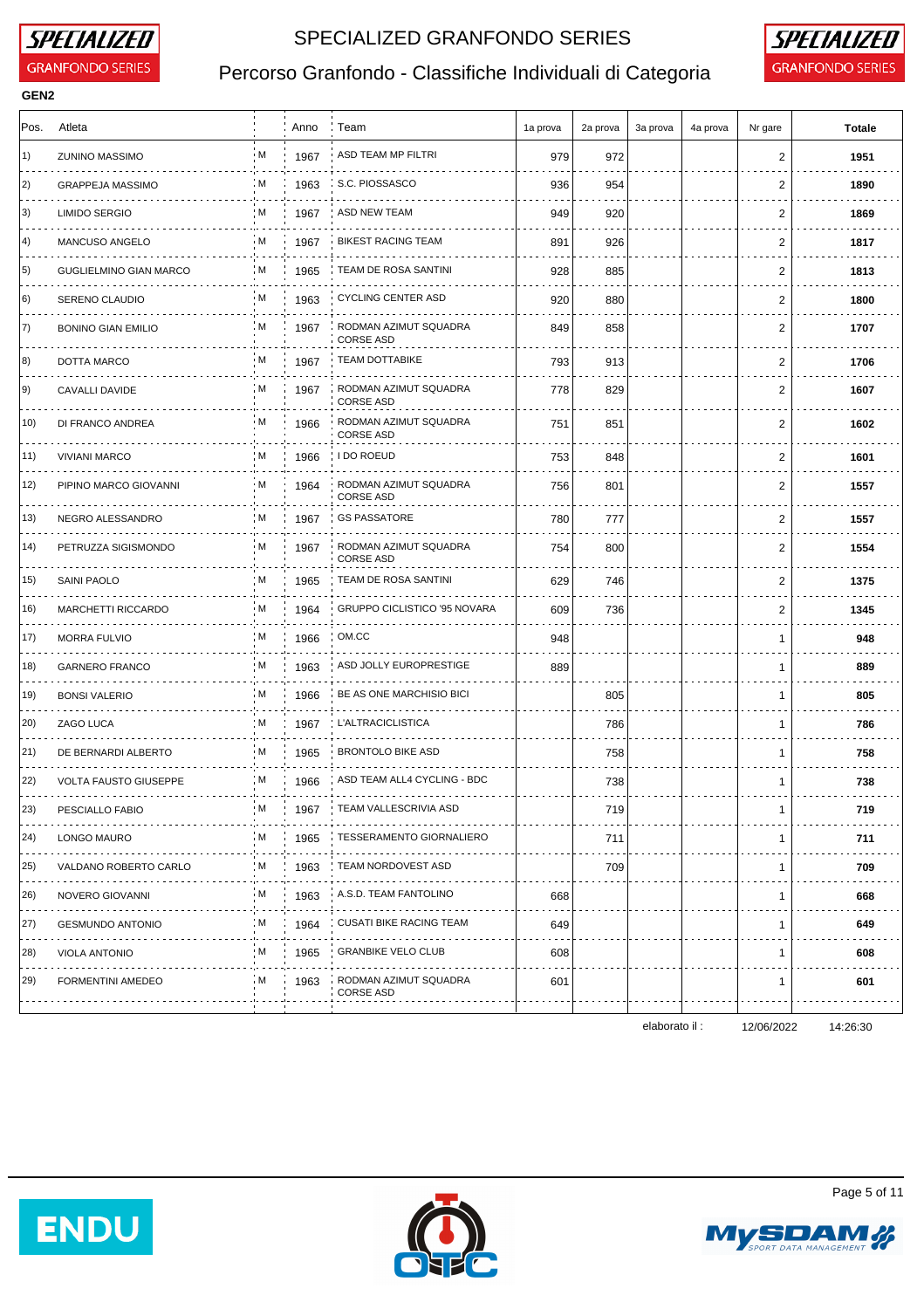# SPECIALIZED GRANFONDO SERIES

## Percorso Granfondo - Classifiche Individuali di Categoria

**GEN2**

| Pos. | Atleta | | Anno | Team | 1a prova | 2a prova | 3a prova | 4a prova | Nr gare | Totale |
|---|---|---|---|---|---|---|---|---|---|---|
| 1) | ZUNINO MASSIMO | M | 1967 | ASD TEAM MP FILTRI | 979 | 972 | | | 2 | **1951** |
| 2) | GRAPPEJA MASSIMO | M | 1963 | S.C. PIOSSASCO | 936 | 954 | | | 2 | **1890** |
| 3) | LIMIDO SERGIO | M | 1967 | ASD NEW TEAM | 949 | 920 | | | 2 | **1869** |
| 4) | MANCUSO ANGELO | M | 1967 | BIKEST RACING TEAM | 891 | 926 | | | 2 | **1817** |
| 5) | GUGLIELMINO GIAN MARCO | M | 1965 | TEAM DE ROSA SANTINI | 928 | 885 | | | 2 | **1813** |
| 6) | SERENO CLAUDIO | M | 1963 | CYCLING CENTER ASD | 920 | 880 | | | 2 | **1800** |
| 7) | BONINO GIAN EMILIO | M | 1967 | RODMAN AZIMUT SQUADRA CORSE ASD | 849 | 858 | | | 2 | **1707** |
| 8) | DOTTA MARCO | M | 1967 | TEAM DOTTABIKE | 793 | 913 | | | 2 | **1706** |
| 9) | CAVALLI DAVIDE | M | 1967 | RODMAN AZIMUT SQUADRA CORSE ASD | 778 | 829 | | | 2 | **1607** |
| 10) | DI FRANCO ANDREA | M | 1966 | RODMAN AZIMUT SQUADRA CORSE ASD | 751 | 851 | | | 2 | **1602** |
| 11) | VIVIANI MARCO | M | 1966 | I DO ROEUD | 753 | 848 | | | 2 | **1601** |
| 12) | PIPINO MARCO GIOVANNI | M | 1964 | RODMAN AZIMUT SQUADRA CORSE ASD | 756 | 801 | | | 2 | **1557** |
| 13) | NEGRO ALESSANDRO | M | 1967 | GS PASSATORE | 780 | 777 | | | 2 | **1557** |
| 14) | PETRUZZA SIGISMONDO | M | 1967 | RODMAN AZIMUT SQUADRA CORSE ASD | 754 | 800 | | | 2 | **1554** |
| 15) | SAINI PAOLO | M | 1965 | TEAM DE ROSA SANTINI | 629 | 746 | | | 2 | **1375** |
| 16) | MARCHETTI RICCARDO | M | 1964 | GRUPPO CICLISTICO '95 NOVARA | 609 | 736 | | | 2 | **1345** |
| 17) | MORRA FULVIO | M | 1966 | OM.CC | 948 | | | | 1 | **948** |
| 18) | GARNERO FRANCO | M | 1963 | ASD JOLLY EUROPRESTIGE | 889 | | | | 1 | **889** |
| 19) | BONSI VALERIO | M | 1966 | BE AS ONE MARCHISIO BICI | | 805 | | | 1 | **805** |
| 20) | ZAGO LUCA | M | 1967 | L'ALTRACICLISTICA | | 786 | | | 1 | **786** |
| 21) | DE BERNARDI ALBERTO | M | 1965 | BRONTOLO BIKE ASD | | 758 | | | 1 | **758** |
| 22) | VOLTA FAUSTO GIUSEPPE | M | 1966 | ASD TEAM ALL4 CYCLING - BDC | | 738 | | | 1 | **738** |
| 23) | PESCIALLO FABIO | M | 1967 | TEAM VALLESCRIVIA ASD | | 719 | | | 1 | **719** |
| 24) | LONGO MAURO | M | 1965 | TESSERAMENTO GIORNALIERO | | 711 | | | 1 | **711** |
| 25) | VALDANO ROBERTO CARLO | M | 1963 | TEAM NORDOVEST ASD | | 709 | | | 1 | **709** |
| 26) | NOVERO GIOVANNI | M | 1963 | A.S.D. TEAM FANTOLINO | 668 | | | | 1 | **668** |
| 27) | GESMUNDO ANTONIO | M | 1964 | CUSATI BIKE RACING TEAM | 649 | | | | 1 | **649** |
| 28) | VIOLA ANTONIO | M | 1965 | GRANBIKE VELO CLUB | 608 | | | | 1 | **608** |
| 29) | FORMENTINI AMEDEO | M | 1963 | RODMAN AZIMUT SQUADRA CORSE ASD | 601 | | | | 1 | **601** |

elaborato il : 12/06/2022 14:26:30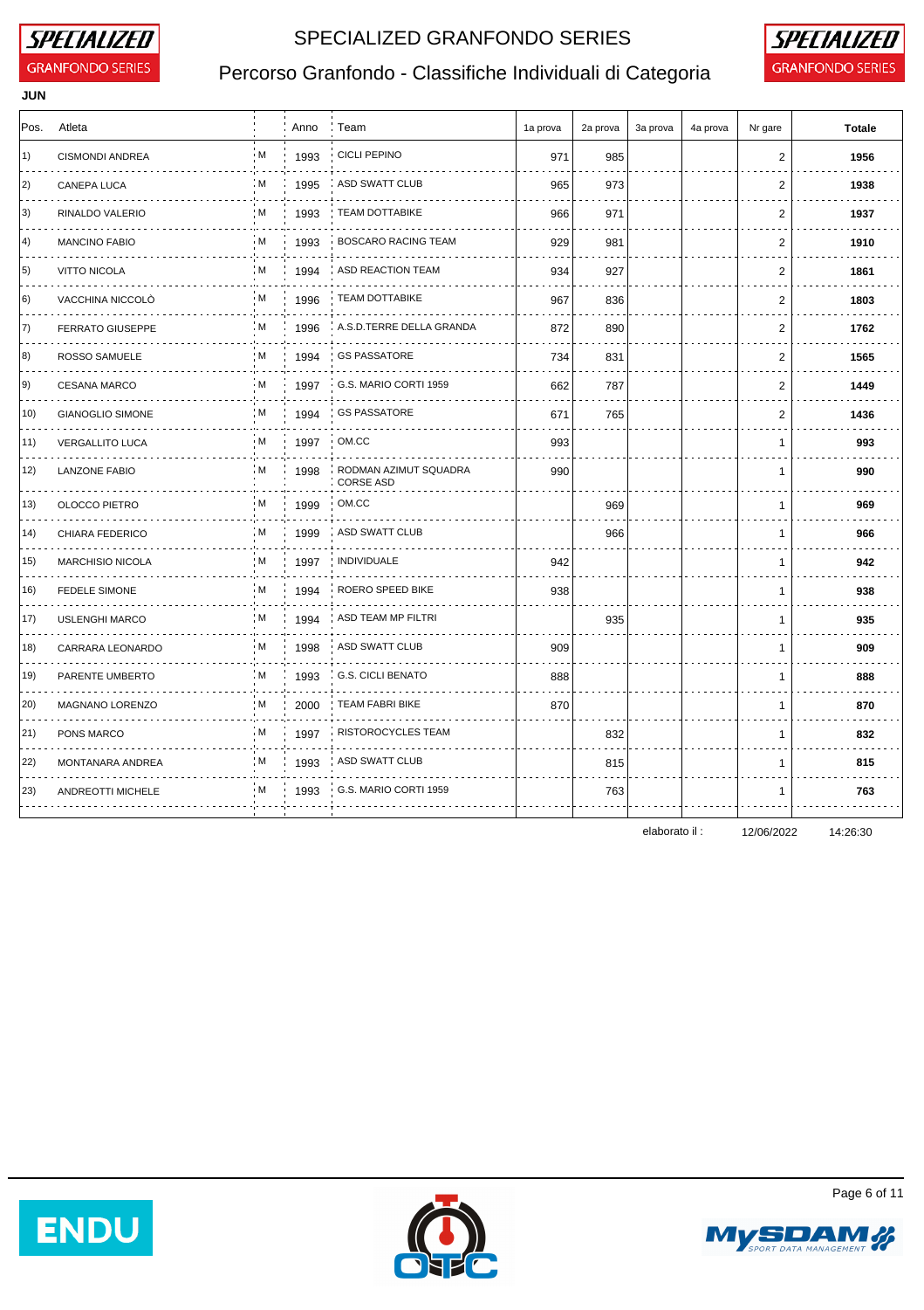# SPECIALIZED GRANFONDO SERIES

## Percorso Granfondo - Classifiche Individuali di Categoria

**JUN**

| Pos. | Atleta | | Anno | Team | 1a prova | 2a prova | 3a prova | 4a prova | Nr gare | Totale |
|---|---|---|---|---|---|---|---|---|---|---|
| 1) | CISMONDI ANDREA | M | 1993 | CICLI PEPINO | 971 | 985 | | | 2 | **1956** |
| 2) | CANEPA LUCA | M | 1995 | ASD SWATT CLUB | 965 | 973 | | | 2 | **1938** |
| 3) | RINALDO VALERIO | M | 1993 | TEAM DOTTABIKE | 966 | 971 | | | 2 | **1937** |
| 4) | MANCINO FABIO | M | 1993 | BOSCARO RACING TEAM | 929 | 981 | | | 2 | **1910** |
| 5) | VITTO NICOLA | M | 1994 | ASD REACTION TEAM | 934 | 927 | | | 2 | **1861** |
| 6) | VACCHINA NICCOLÒ | M | 1996 | TEAM DOTTABIKE | 967 | 836 | | | 2 | **1803** |
| 7) | FERRATO GIUSEPPE | M | 1996 | A.S.D.TERRE DELLA GRANDA | 872 | 890 | | | 2 | **1762** |
| 8) | ROSSO SAMUELE | M | 1994 | GS PASSATORE | 734 | 831 | | | 2 | **1565** |
| 9) | CESANA MARCO | M | 1997 | G.S. MARIO CORTI 1959 | 662 | 787 | | | 2 | **1449** |
| 10) | GIANOGLIO SIMONE | M | 1994 | GS PASSATORE | 671 | 765 | | | 2 | **1436** |
| 11) | VERGALLITO LUCA | M | 1997 | OM.CC | 993 | | | | 1 | **993** |
| 12) | LANZONE FABIO | M | 1998 | RODMAN AZIMUT SQUADRA CORSE ASD | 990 | | | | 1 | **990** |
| 13) | OLOCCO PIETRO | M | 1999 | OM.CC | | 969 | | | 1 | **969** |
| 14) | CHIARA FEDERICO | M | 1999 | ASD SWATT CLUB | | 966 | | | 1 | **966** |
| 15) | MARCHISIO NICOLA | M | 1997 | INDIVIDUALE | 942 | | | | 1 | **942** |
| 16) | FEDELE SIMONE | M | 1994 | ROERO SPEED BIKE | 938 | | | | 1 | **938** |
| 17) | USLENGHI MARCO | M | 1994 | ASD TEAM MP FILTRI | | 935 | | | 1 | **935** |
| 18) | CARRARA LEONARDO | M | 1998 | ASD SWATT CLUB | 909 | | | | 1 | **909** |
| 19) | PARENTE UMBERTO | M | 1993 | G.S. CICLI BENATO | 888 | | | | 1 | **888** |
| 20) | MAGNANO LORENZO | M | 2000 | TEAM FABRI BIKE | 870 | | | | 1 | **870** |
| 21) | PONS MARCO | M | 1997 | RISTOROCYCLES TEAM | | 832 | | | 1 | **832** |
| 22) | MONTANARA ANDREA | M | 1993 | ASD SWATT CLUB | | 815 | | | 1 | **815** |
| 23) | ANDREOTTI MICHELE | M | 1993 | G.S. MARIO CORTI 1959 | | 763 | | | 1 | **763** |

elaborato il : 12/06/2022 14:26:30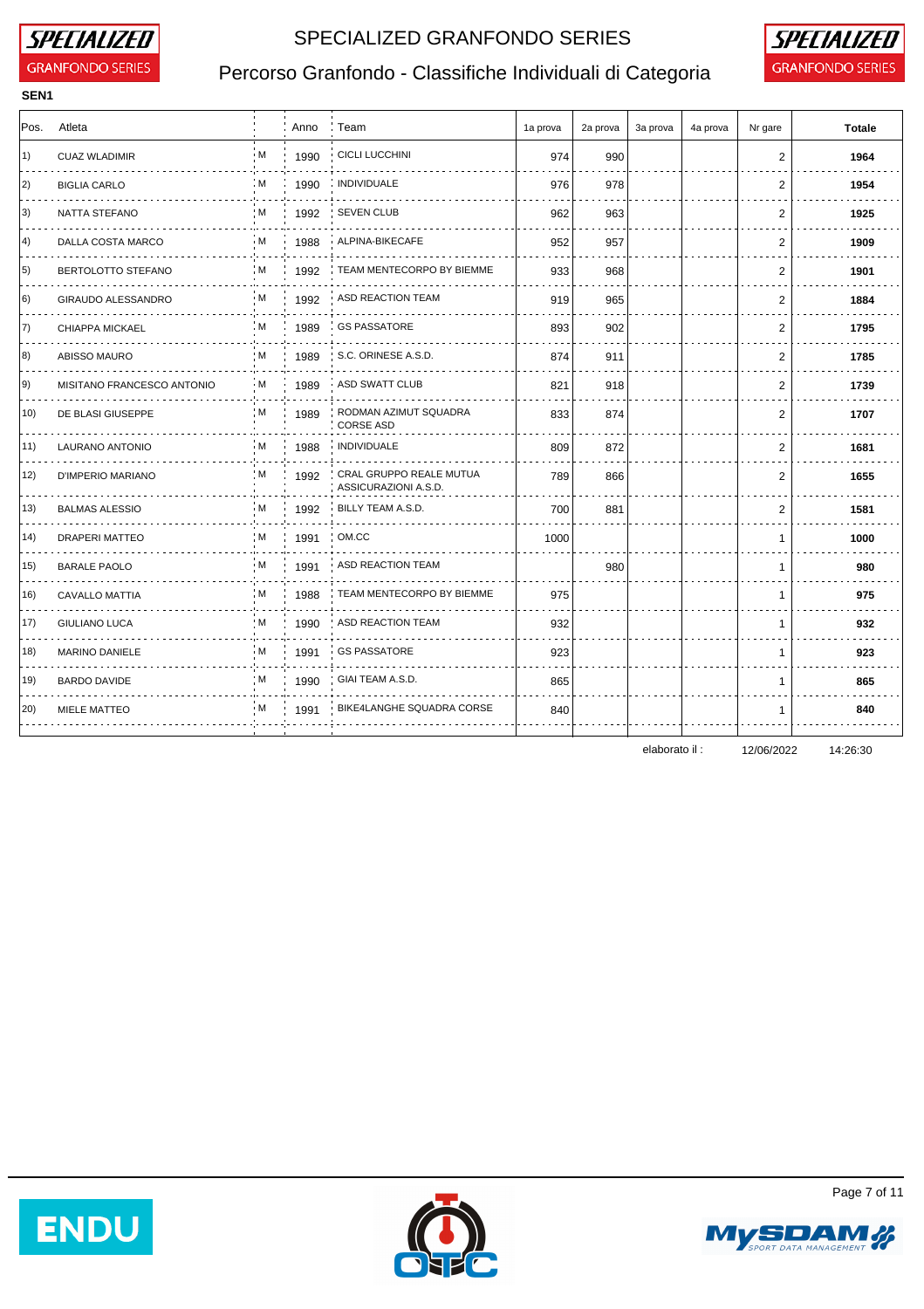# SPECIALIZED GRANFONDO SERIES

## Percorso Granfondo - Classifiche Individuali di Categoria

**SEN1**

| Pos. | Atleta | | Anno | Team | 1a prova | 2a prova | 3a prova | 4a prova | Nr gare | Totale |
|---|---|---|---|---|---|---|---|---|---|---|
| 1) | CUAZ WLADIMIR | M | 1990 | CICLI LUCCHINI | 974 | 990 | | | 2 | **1964** |
| 2) | BIGLIA CARLO | M | 1990 | INDIVIDUALE | 976 | 978 | | | 2 | **1954** |
| 3) | NATTA STEFANO | M | 1992 | SEVEN CLUB | 962 | 963 | | | 2 | **1925** |
| 4) | DALLA COSTA MARCO | M | 1988 | ALPINA-BIKECAFE | 952 | 957 | | | 2 | **1909** |
| 5) | BERTOLOTTO STEFANO | M | 1992 | TEAM MENTECORPO BY BIEMME | 933 | 968 | | | 2 | **1901** |
| 6) | GIRAUDO ALESSANDRO | M | 1992 | ASD REACTION TEAM | 919 | 965 | | | 2 | **1884** |
| 7) | CHIAPPA MICKAEL | M | 1989 | GS PASSATORE | 893 | 902 | | | 2 | **1795** |
| 8) | ABISSO MAURO | M | 1989 | S.C. ORINESE A.S.D. | 874 | 911 | | | 2 | **1785** |
| 9) | MISITANO FRANCESCO ANTONIO | M | 1989 | ASD SWATT CLUB | 821 | 918 | | | 2 | **1739** |
| 10) | DE BLASI GIUSEPPE | M | 1989 | RODMAN AZIMUT SQUADRA CORSE ASD | 833 | 874 | | | 2 | **1707** |
| 11) | LAURANO ANTONIO | M | 1988 | INDIVIDUALE | 809 | 872 | | | 2 | **1681** |
| 12) | D'IMPERIO MARIANO | M | 1992 | CRAL GRUPPO REALE MUTUA ASSICURAZIONI A.S.D. | 789 | 866 | | | 2 | **1655** |
| 13) | BALMAS ALESSIO | M | 1992 | BILLY TEAM A.S.D. | 700 | 881 | | | 2 | **1581** |
| 14) | DRAPERI MATTEO | M | 1991 | OM.CC | 1000 | | | | 1 | **1000** |
| 15) | BARALE PAOLO | M | 1991 | ASD REACTION TEAM | | 980 | | | 1 | **980** |
| 16) | CAVALLO MATTIA | M | 1988 | TEAM MENTECORPO BY BIEMME | 975 | | | | 1 | **975** |
| 17) | GIULIANO LUCA | M | 1990 | ASD REACTION TEAM | 932 | | | | 1 | **932** |
| 18) | MARINO DANIELE | M | 1991 | GS PASSATORE | 923 | | | | 1 | **923** |
| 19) | BARDO DAVIDE | M | 1990 | GIAI TEAM A.S.D. | 865 | | | | 1 | **865** |
| 20) | MIELE MATTEO | M | 1991 | BIKE4LANGHE SQUADRA CORSE | 840 | | | | 1 | **840** |

elaborato il : 12/06/2022 14:26:30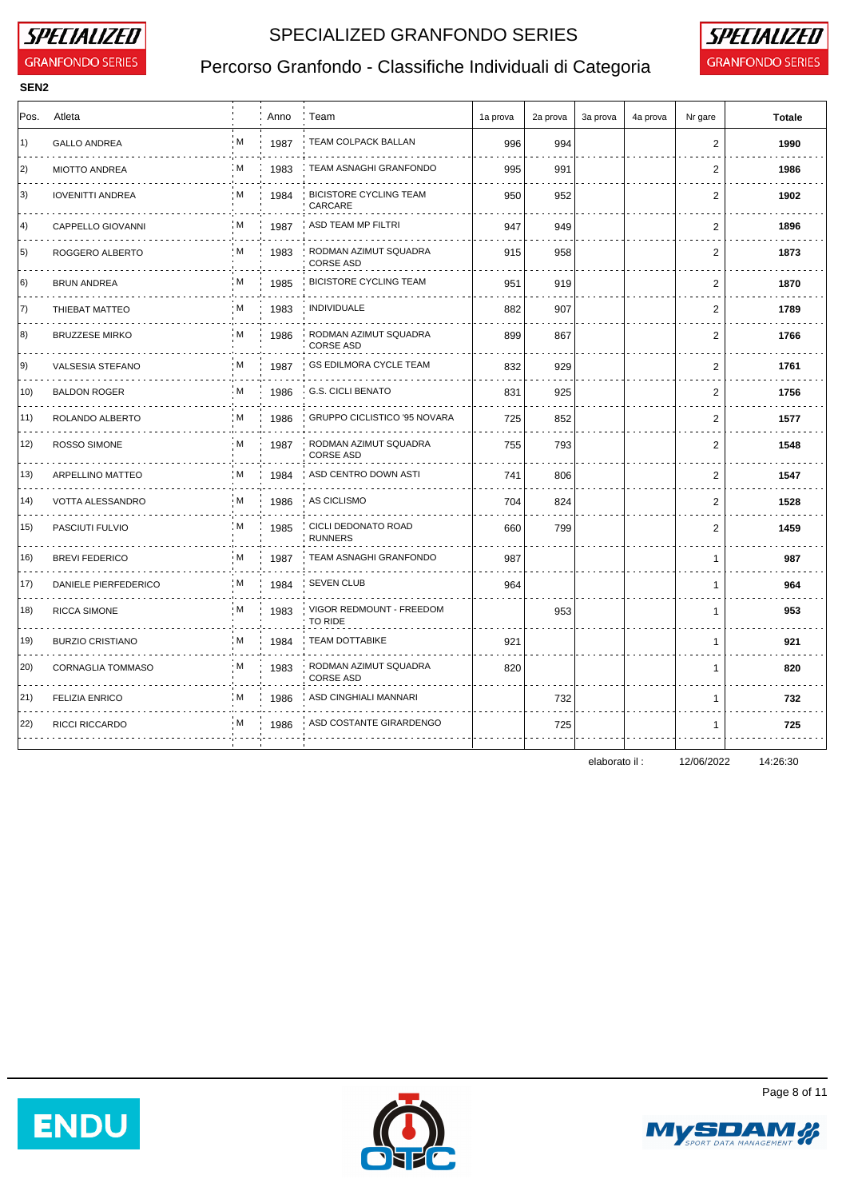# SPECIALIZED GRANFONDO SERIES

## Percorso Granfondo - Classifiche Individuali di Categoria

**SEN2**

| Pos. | Atleta | | Anno | Team | 1a prova | 2a prova | 3a prova | 4a prova | Nr gare | Totale |
|---|---|---|---|---|---|---|---|---|---|---|
| 1) | GALLO ANDREA | M | 1987 | TEAM COLPACK BALLAN | 996 | 994 | | | 2 | **1990** |
| 2) | MIOTTO ANDREA | M | 1983 | TEAM ASNAGHI GRANFONDO | 995 | 991 | | | 2 | **1986** |
| 3) | IOVENITTI ANDREA | M | 1984 | BICISTORE CYCLING TEAM CARCARE | 950 | 952 | | | 2 | **1902** |
| 4) | CAPPELLO GIOVANNI | M | 1987 | ASD TEAM MP FILTRI | 947 | 949 | | | 2 | **1896** |
| 5) | ROGGERO ALBERTO | M | 1983 | RODMAN AZIMUT SQUADRA CORSE ASD | 915 | 958 | | | 2 | **1873** |
| 6) | BRUN ANDREA | M | 1985 | BICISTORE CYCLING TEAM | 951 | 919 | | | 2 | **1870** |
| 7) | THIEBAT MATTEO | M | 1983 | INDIVIDUALE | 882 | 907 | | | 2 | **1789** |
| 8) | BRUZZESE MIRKO | M | 1986 | RODMAN AZIMUT SQUADRA CORSE ASD | 899 | 867 | | | 2 | **1766** |
| 9) | VALSESIA STEFANO | M | 1987 | GS EDILMORA CYCLE TEAM | 832 | 929 | | | 2 | **1761** |
| 10) | BALDON ROGER | M | 1986 | G.S. CICLI BENATO | 831 | 925 | | | 2 | **1756** |
| 11) | ROLANDO ALBERTO | M | 1986 | GRUPPO CICLISTICO '95 NOVARA | 725 | 852 | | | 2 | **1577** |
| 12) | ROSSO SIMONE | M | 1987 | RODMAN AZIMUT SQUADRA CORSE ASD | 755 | 793 | | | 2 | **1548** |
| 13) | ARPELLINO MATTEO | M | 1984 | ASD CENTRO DOWN ASTI | 741 | 806 | | | 2 | **1547** |
| 14) | VOTTA ALESSANDRO | M | 1986 | AS CICLISMO | 704 | 824 | | | 2 | **1528** |
| 15) | PASCIUTI FULVIO | M | 1985 | CICLI DEDONATO ROAD RUNNERS | 660 | 799 | | | 2 | **1459** |
| 16) | BREVI FEDERICO | M | 1987 | TEAM ASNAGHI GRANFONDO | 987 | | | | 1 | **987** |
| 17) | DANIELE PIERFEDERICO | M | 1984 | SEVEN CLUB | 964 | | | | 1 | **964** |
| 18) | RICCA SIMONE | M | 1983 | VIGOR REDMOUNT - FREEDOM TO RIDE | | 953 | | | 1 | **953** |
| 19) | BURZIO CRISTIANO | M | 1984 | TEAM DOTTABIKE | 921 | | | | 1 | **921** |
| 20) | CORNAGLIA TOMMASO | M | 1983 | RODMAN AZIMUT SQUADRA CORSE ASD | 820 | | | | 1 | **820** |
| 21) | FELIZIA ENRICO | M | 1986 | ASD CINGHIALI MANNARI | | 732 | | | 1 | **732** |
| 22) | RICCI RICCARDO | M | 1986 | ASD COSTANTE GIRARDENGO | | 725 | | | 1 | **725** |

elaborato il : 12/06/2022 14:26:30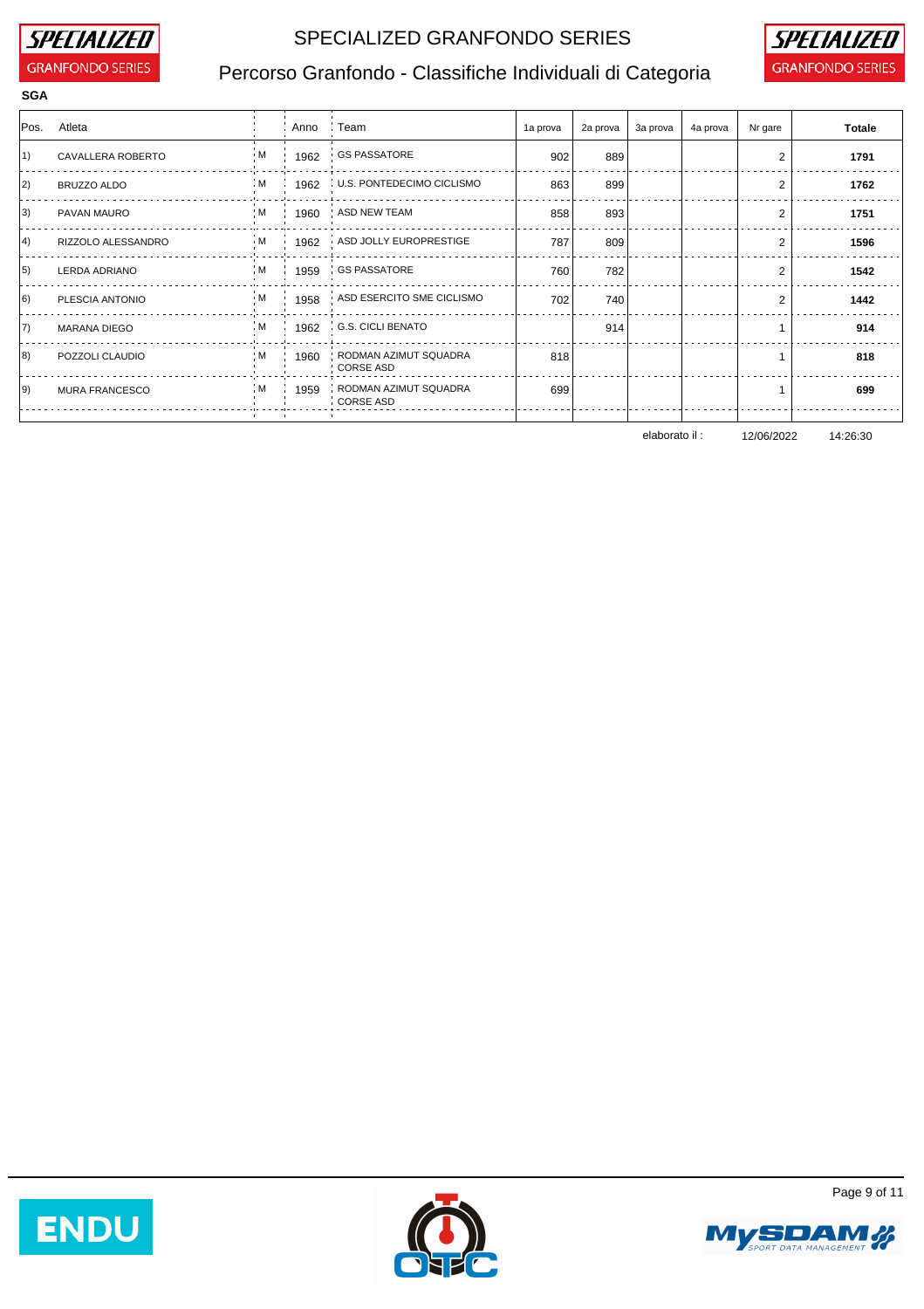# SPECIALIZED GRANFONDO SERIES

## Percorso Granfondo - Classifiche Individuali di Categoria

**SGA**

| Pos. | Atleta | | Anno | Team | 1a prova | 2a prova | 3a prova | 4a prova | Nr gare | Totale |
|---|---|---|---|---|---|---|---|---|---|---|
| 1) | CAVALLERA ROBERTO | M | 1962 | GS PASSATORE | 902 | 889 | | | 2 | **1791** |
| 2) | BRUZZO ALDO | M | 1962 | U.S. PONTEDECIMO CICLISMO | 863 | 899 | | | 2 | **1762** |
| 3) | PAVAN MAURO | M | 1960 | ASD NEW TEAM | 858 | 893 | | | 2 | **1751** |
| 4) | RIZZOLO ALESSANDRO | M | 1962 | ASD JOLLY EUROPRESTIGE | 787 | 809 | | | 2 | **1596** |
| 5) | LERDA ADRIANO | M | 1959 | GS PASSATORE | 760 | 782 | | | 2 | **1542** |
| 6) | PLESCIA ANTONIO | M | 1958 | ASD ESERCITO SME CICLISMO | 702 | 740 | | | 2 | **1442** |
| 7) | MARANA DIEGO | M | 1962 | G.S. CICLI BENATO | | 914 | | | 1 | **914** |
| 8) | POZZOLI CLAUDIO | M | 1960 | RODMAN AZIMUT SQUADRA CORSE ASD | 818 | | | | 1 | **818** |
| 9) | MURA FRANCESCO | M | 1959 | RODMAN AZIMUT SQUADRA CORSE ASD | 699 | | | | 1 | **699** |

elaborato il : 12/06/2022 14:26:30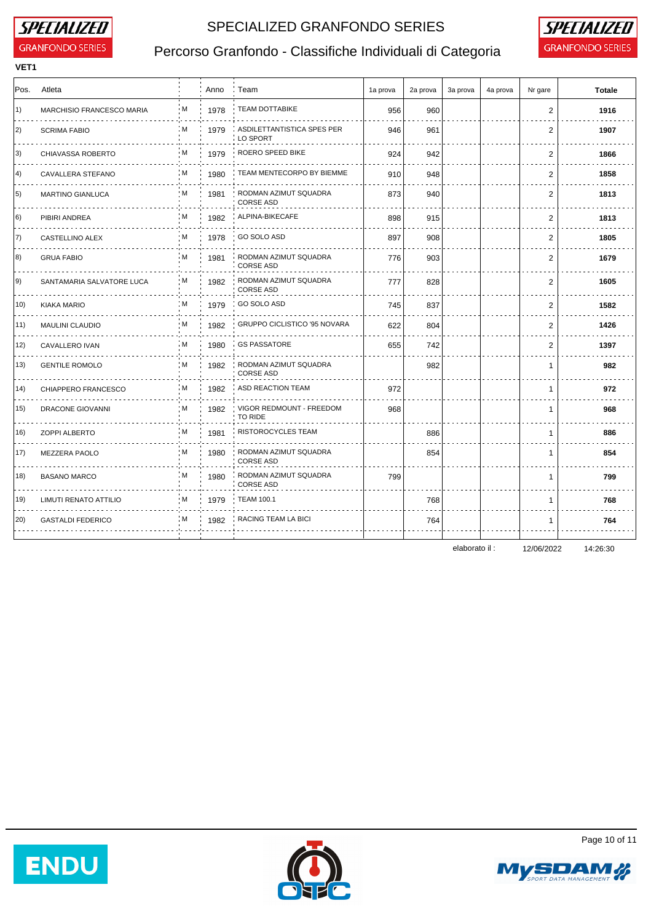# SPECIALIZED GRANFONDO SERIES

## Percorso Granfondo - Classifiche Individuali di Categoria

**VET1**

| Pos. | Atleta | | Anno | Team | 1a prova | 2a prova | 3a prova | 4a prova | Nr gare | Totale |
|---|---|---|---|---|---|---|---|---|---|---|
| 1) | MARCHISIO FRANCESCO MARIA | M | 1978 | TEAM DOTTABIKE | 956 | 960 | | | 2 | **1916** |
| 2) | SCRIMA FABIO | M | 1979 | ASDILETTANTISTICA SPES PER LO SPORT | 946 | 961 | | | 2 | **1907** |
| 3) | CHIAVASSA ROBERTO | M | 1979 | ROERO SPEED BIKE | 924 | 942 | | | 2 | **1866** |
| 4) | CAVALLERA STEFANO | M | 1980 | TEAM MENTECORPO BY BIEMME | 910 | 948 | | | 2 | **1858** |
| 5) | MARTINO GIANLUCA | M | 1981 | RODMAN AZIMUT SQUADRA CORSE ASD | 873 | 940 | | | 2 | **1813** |
| 6) | PIBIRI ANDREA | M | 1982 | ALPINA-BIKECAFE | 898 | 915 | | | 2 | **1813** |
| 7) | CASTELLINO ALEX | M | 1978 | GO SOLO ASD | 897 | 908 | | | 2 | **1805** |
| 8) | GRUA FABIO | M | 1981 | RODMAN AZIMUT SQUADRA CORSE ASD | 776 | 903 | | | 2 | **1679** |
| 9) | SANTAMARIA SALVATORE LUCA | M | 1982 | RODMAN AZIMUT SQUADRA CORSE ASD | 777 | 828 | | | 2 | **1605** |
| 10) | KIAKA MARIO | M | 1979 | GO SOLO ASD | 745 | 837 | | | 2 | **1582** |
| 11) | MAULINI CLAUDIO | M | 1982 | GRUPPO CICLISTICO '95 NOVARA | 622 | 804 | | | 2 | **1426** |
| 12) | CAVALLERO IVAN | M | 1980 | GS PASSATORE | 655 | 742 | | | 2 | **1397** |
| 13) | GENTILE ROMOLO | M | 1982 | RODMAN AZIMUT SQUADRA CORSE ASD | | 982 | | | 1 | **982** |
| 14) | CHIAPPERO FRANCESCO | M | 1982 | ASD REACTION TEAM | 972 | | | | 1 | **972** |
| 15) | DRACONE GIOVANNI | M | 1982 | VIGOR REDMOUNT - FREEDOM TO RIDE | 968 | | | | 1 | **968** |
| 16) | ZOPPI ALBERTO | M | 1981 | RISTOROCYCLES TEAM | | 886 | | | 1 | **886** |
| 17) | MEZZERA PAOLO | M | 1980 | RODMAN AZIMUT SQUADRA CORSE ASD | | 854 | | | 1 | **854** |
| 18) | BASANO MARCO | M | 1980 | RODMAN AZIMUT SQUADRA CORSE ASD | 799 | | | | 1 | **799** |
| 19) | LIMUTI RENATO ATTILIO | M | 1979 | TEAM 100.1 | | 768 | | | 1 | **768** |
| 20) | GASTALDI FEDERICO | M | 1982 | RACING TEAM LA BICI | | 764 | | | 1 | **764** |

elaborato il : 12/06/2022 14:26:30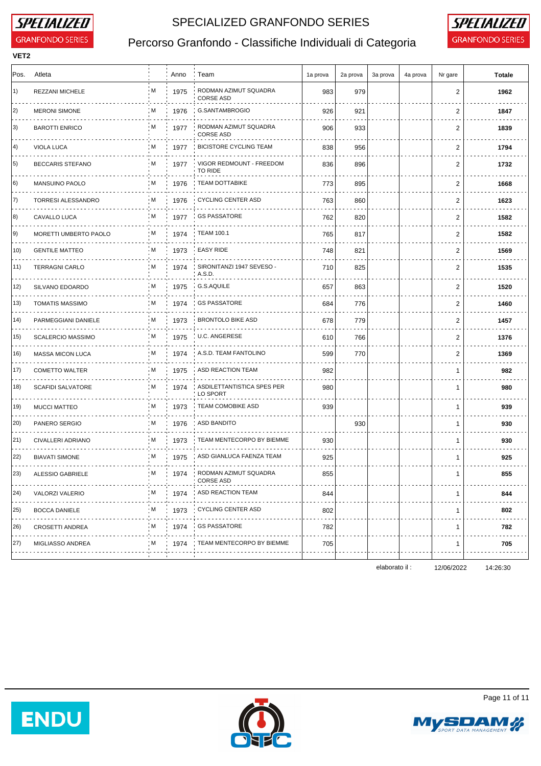# SPECIALIZED GRANFONDO SERIES

## Percorso Granfondo - Classifiche Individuali di Categoria

**VET2**

| Pos. | Atleta | | Anno | Team | 1a prova | 2a prova | 3a prova | 4a prova | Nr gare | Totale |
|---|---|---|---|---|---|---|---|---|---|---|
| 1) | REZZANI MICHELE | M | 1975 | RODMAN AZIMUT SQUADRA CORSE ASD | 983 | 979 | | | 2 | **1962** |
| 2) | MERONI SIMONE | M | 1976 | G.SANTAMBROGIO | 926 | 921 | | | 2 | **1847** |
| 3) | BAROTTI ENRICO | M | 1977 | RODMAN AZIMUT SQUADRA CORSE ASD | 906 | 933 | | | 2 | **1839** |
| 4) | VIOLA LUCA | M | 1977 | BICISTORE CYCLING TEAM | 838 | 956 | | | 2 | **1794** |
| 5) | BECCARIS STEFANO | M | 1977 | VIGOR REDMOUNT - FREEDOM TO RIDE | 836 | 896 | | | 2 | **1732** |
| 6) | MANSUINO PAOLO | M | 1976 | TEAM DOTTABIKE | 773 | 895 | | | 2 | **1668** |
| 7) | TORRESI ALESSANDRO | M | 1976 | CYCLING CENTER ASD | 763 | 860 | | | 2 | **1623** |
| 8) | CAVALLO LUCA | M | 1977 | GS PASSATORE | 762 | 820 | | | 2 | **1582** |
| 9) | MORETTI UMBERTO PAOLO | M | 1974 | TEAM 100.1 | 765 | 817 | | | 2 | **1582** |
| 10) | GENTILE MATTEO | M | 1973 | EASY RIDE | 748 | 821 | | | 2 | **1569** |
| 11) | TERRAGNI CARLO | M | 1974 | SIRONITANZI 1947 SEVESO - A.S.D. | 710 | 825 | | | 2 | **1535** |
| 12) | SILVANO EDOARDO | M | 1975 | G.S.AQUILE | 657 | 863 | | | 2 | **1520** |
| 13) | TOMATIS MASSIMO | M | 1974 | GS PASSATORE | 684 | 776 | | | 2 | **1460** |
| 14) | PARMEGGIANI DANIELE | M | 1973 | BRONTOLO BIKE ASD | 678 | 779 | | | 2 | **1457** |
| 15) | SCALERCIO MASSIMO | M | 1975 | U.C. ANGERESE | 610 | 766 | | | 2 | **1376** |
| 16) | MASSA MICON LUCA | M | 1974 | A.S.D. TEAM FANTOLINO | 599 | 770 | | | 2 | **1369** |
| 17) | COMETTO WALTER | M | 1975 | ASD REACTION TEAM | 982 | | | | 1 | **982** |
| 18) | SCAFIDI SALVATORE | M | 1974 | ASDILETTANTISTICA SPES PER LO SPORT | 980 | | | | 1 | **980** |
| 19) | MUCCI MATTEO | M | 1973 | TEAM COMOBIKE ASD | 939 | | | | 1 | **939** |
| 20) | PANERO SERGIO | M | 1976 | ASD BANDITO | | 930 | | | 1 | **930** |
| 21) | CIVALLERI ADRIANO | M | 1973 | TEAM MENTECORPO BY BIEMME | 930 | | | | 1 | **930** |
| 22) | BIAVATI SIMONE | M | 1975 | ASD GIANLUCA FAENZA TEAM | 925 | | | | 1 | **925** |
| 23) | ALESSIO GABRIELE | M | 1974 | RODMAN AZIMUT SQUADRA CORSE ASD | 855 | | | | 1 | **855** |
| 24) | VALORZI VALERIO | M | 1974 | ASD REACTION TEAM | 844 | | | | 1 | **844** |
| 25) | BOCCA DANIELE | M | 1973 | CYCLING CENTER ASD | 802 | | | | 1 | **802** |
| 26) | CROSETTI ANDREA | M | 1974 | GS PASSATORE | 782 | | | | 1 | **782** |
| 27) | MIGLIASSO ANDREA | M | 1974 | TEAM MENTECORPO BY BIEMME | 705 | | | | 1 | **705** |

elaborato il : 12/06/2022 14:26:30